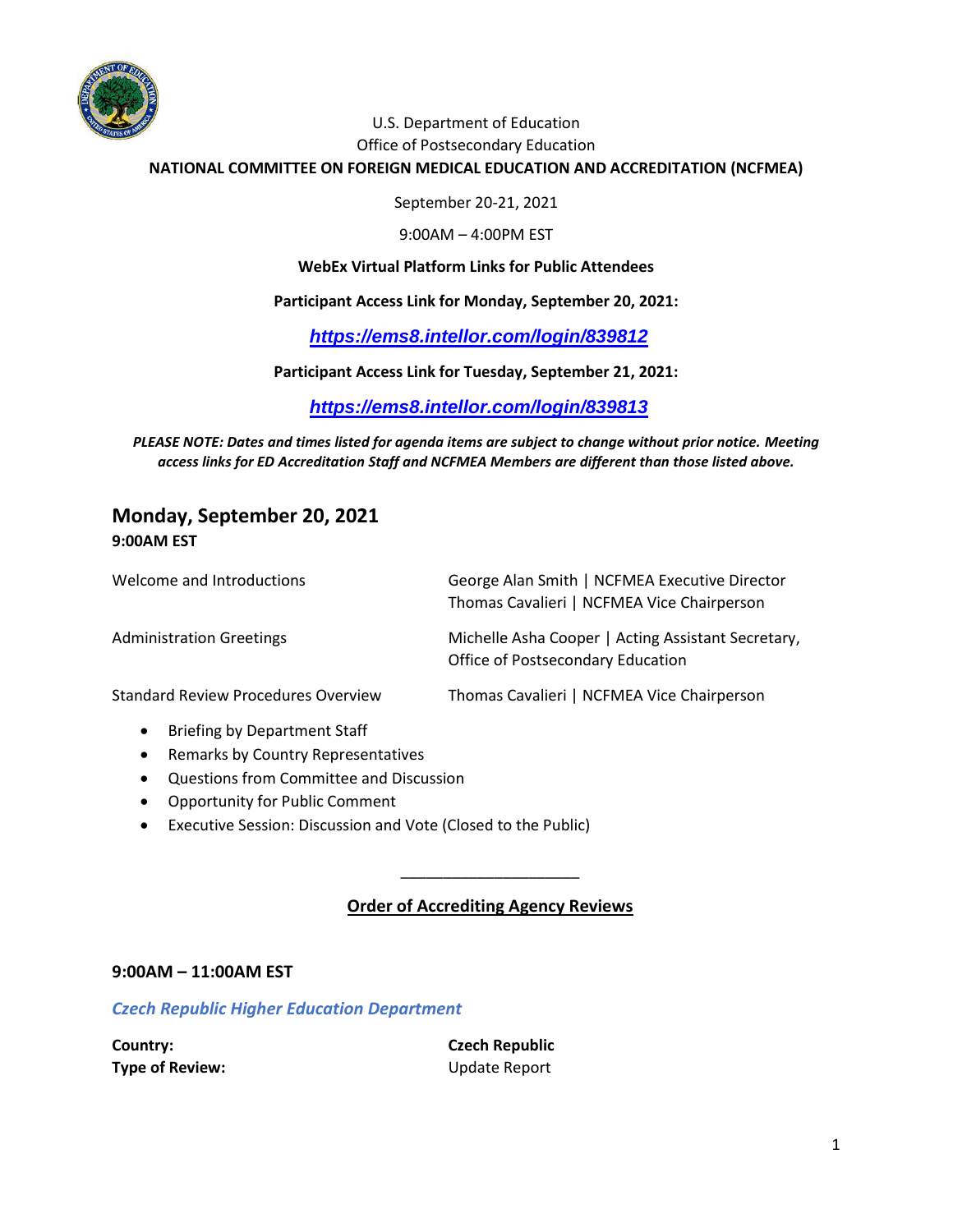U.S. Department of Education
Office of Postsecondary Education

**NATIONAL COMMITTEE ON FOREIGN MEDICAL EDUCATION AND ACCREDITATION (NCFMEA)**

September 20-21, 2021

9:00AM – 4:00PM EST

**WebEx Virtual Platform Links for Public Attendees**

**Participant Access Link for Monday, September 20, 2021:**

***https://ems8.intellor.com/login/839812***

**Participant Access Link for Tuesday, September 21, 2021:**

***https://ems8.intellor.com/login/839813***

***PLEASE NOTE: Dates and times listed for agenda items are subject to change without prior notice. Meeting access links for ED Accreditation Staff and NCFMEA Members are different than those listed above.***

## Monday, September 20, 2021

**9:00AM EST**

| | |
|---|---|
| Welcome and Introductions | George Alan Smith \| NCFMEA Executive Director<br>Thomas Cavalieri \| NCFMEA Vice Chairperson |
| Administration Greetings | Michelle Asha Cooper \| Acting Assistant Secretary, Office of Postsecondary Education |
| Standard Review Procedures Overview | Thomas Cavalieri \| NCFMEA Vice Chairperson |

- Briefing by Department Staff
- Remarks by Country Representatives
- Questions from Committee and Discussion
- Opportunity for Public Comment
- Executive Session: Discussion and Vote (Closed to the Public)

---

**Order of Accrediting Agency Reviews**

**9:00AM – 11:00AM EST**

***Czech Republic Higher Education Department***

**Country:** **Czech Republic**
**Type of Review:** Update Report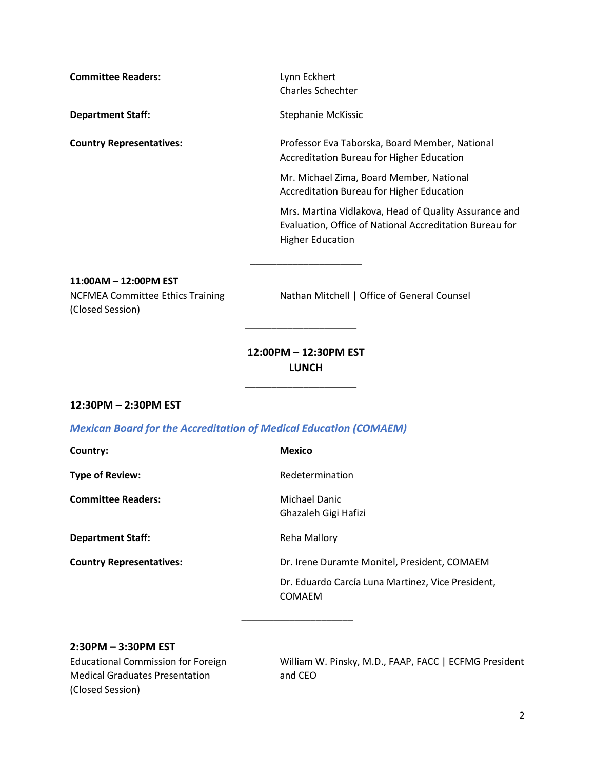**Committee Readers:** Lynn Eckhert
Charles Schechter

**Department Staff:** Stephanie McKissic

**Country Representatives:** Professor Eva Taborska, Board Member, National Accreditation Bureau for Higher Education

Mr. Michael Zima, Board Member, National Accreditation Bureau for Higher Education

Mrs. Martina Vidlakova, Head of Quality Assurance and Evaluation, Office of National Accreditation Bureau for Higher Education

---

**11:00AM – 12:00PM EST**
NCFMEA Committee Ethics Training (Closed Session) — Nathan Mitchell | Office of General Counsel

---

**12:00PM – 12:30PM EST**
**LUNCH**

---

**12:30PM – 2:30PM EST**

***Mexican Board for the Accreditation of Medical Education (COMAEM)***

**Country:** **Mexico**

**Type of Review:** Redetermination

**Committee Readers:** Michael Danic
Ghazaleh Gigi Hafizi

**Department Staff:** Reha Mallory

**Country Representatives:** Dr. Irene Duramte Monitel, President, COMAEM

Dr. Eduardo Carcía Luna Martinez, Vice President, COMAEM

---

**2:30PM – 3:30PM EST**
Educational Commission for Foreign Medical Graduates Presentation (Closed Session) — William W. Pinsky, M.D., FAAP, FACC | ECFMG President and CEO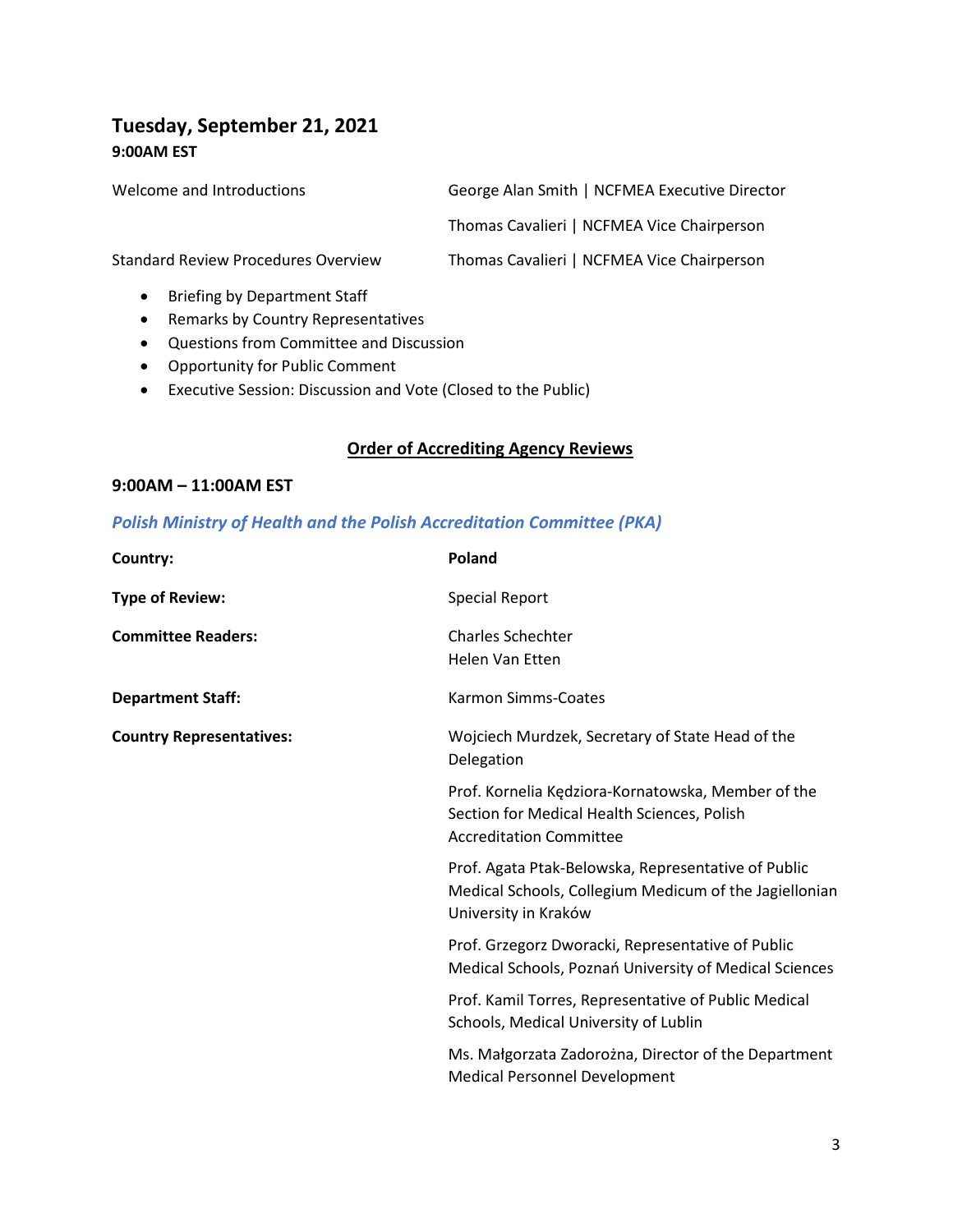## Tuesday, September 21, 2021

**9:00AM EST**

| | |
|---|---|
| Welcome and Introductions | George Alan Smith \| NCFMEA Executive Director |
| | Thomas Cavalieri \| NCFMEA Vice Chairperson |
| Standard Review Procedures Overview | Thomas Cavalieri \| NCFMEA Vice Chairperson |

- Briefing by Department Staff
- Remarks by Country Representatives
- Questions from Committee and Discussion
- Opportunity for Public Comment
- Executive Session: Discussion and Vote (Closed to the Public)

### <u>Order of Accrediting Agency Reviews</u>

**9:00AM – 11:00AM EST**

***Polish Ministry of Health and the Polish Accreditation Committee (PKA)***

| | |
|---|---|
| **Country:** | **Poland** |
| **Type of Review:** | Special Report |
| **Committee Readers:** | Charles Schechter<br>Helen Van Etten |
| **Department Staff:** | Karmon Simms-Coates |
| **Country Representatives:** | Wojciech Murdzek, Secretary of State Head of the Delegation |
| | Prof. Kornelia Kędziora-Kornatowska, Member of the Section for Medical Health Sciences, Polish Accreditation Committee |
| | Prof. Agata Ptak-Belowska, Representative of Public Medical Schools, Collegium Medicum of the Jagiellonian University in Kraków |
| | Prof. Grzegorz Dworacki, Representative of Public Medical Schools, Poznań University of Medical Sciences |
| | Prof. Kamil Torres, Representative of Public Medical Schools, Medical University of Lublin |
| | Ms. Małgorzata Zadorożna, Director of the Department Medical Personnel Development |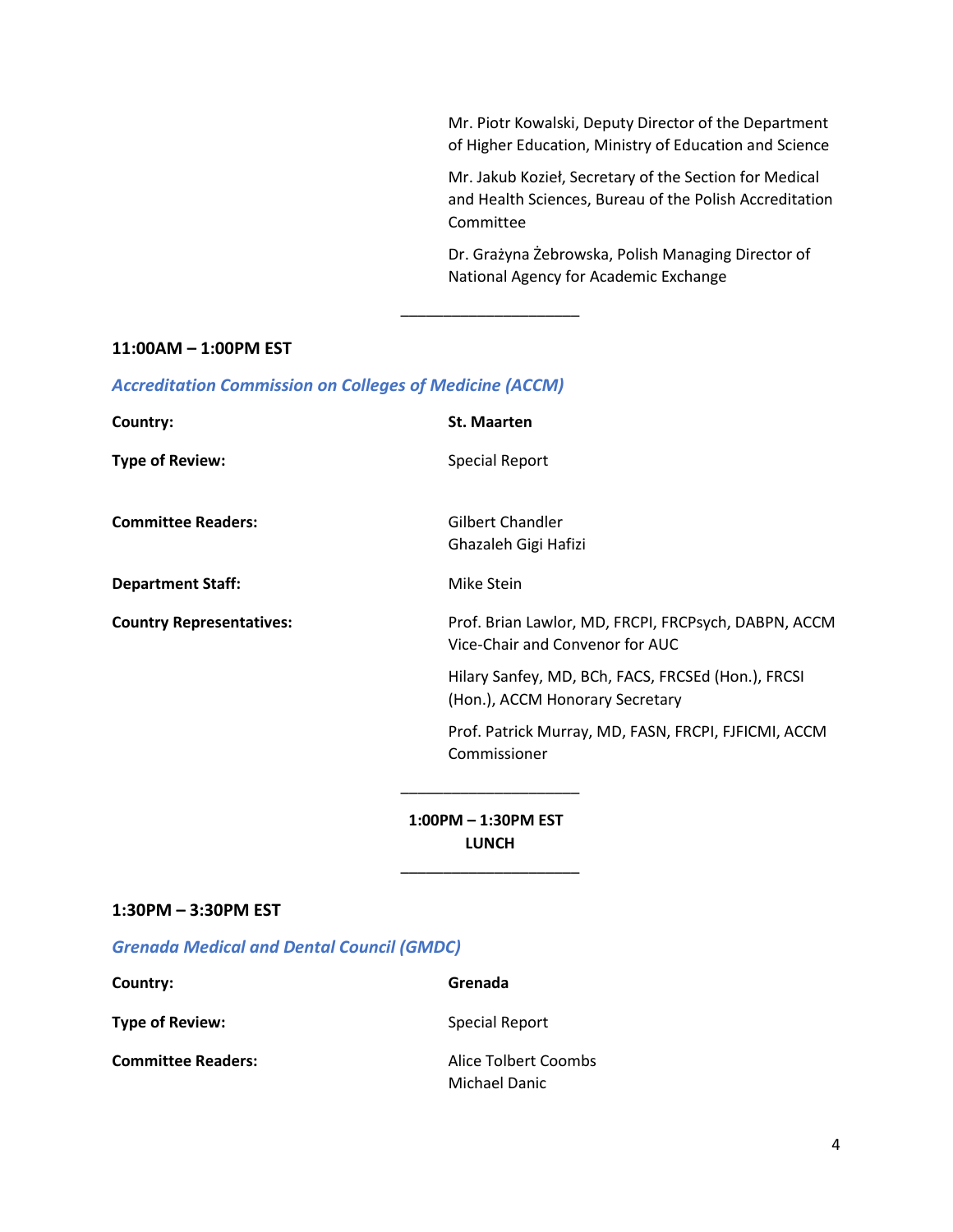Mr. Piotr Kowalski, Deputy Director of the Department of Higher Education, Ministry of Education and Science

Mr. Jakub Kozieł, Secretary of the Section for Medical and Health Sciences, Bureau of the Polish Accreditation Committee

Dr. Grażyna Żebrowska, Polish Managing Director of National Agency for Academic Exchange

---

**11:00AM – 1:00PM EST**

***Accreditation Commission on Colleges of Medicine (ACCM)***

**Country:** **St. Maarten**

**Type of Review:** Special Report

**Committee Readers:** Gilbert Chandler
Ghazaleh Gigi Hafizi

**Department Staff:** Mike Stein

**Country Representatives:** Prof. Brian Lawlor, MD, FRCPI, FRCPsych, DABPN, ACCM Vice-Chair and Convenor for AUC

Hilary Sanfey, MD, BCh, FACS, FRCSEd (Hon.), FRCSI (Hon.), ACCM Honorary Secretary

Prof. Patrick Murray, MD, FASN, FRCPI, FJFICMI, ACCM Commissioner

---

**1:00PM – 1:30PM EST**
**LUNCH**

---

**1:30PM – 3:30PM EST**

***Grenada Medical and Dental Council (GMDC)***

**Country:** **Grenada**

**Type of Review:** Special Report

**Committee Readers:** Alice Tolbert Coombs
Michael Danic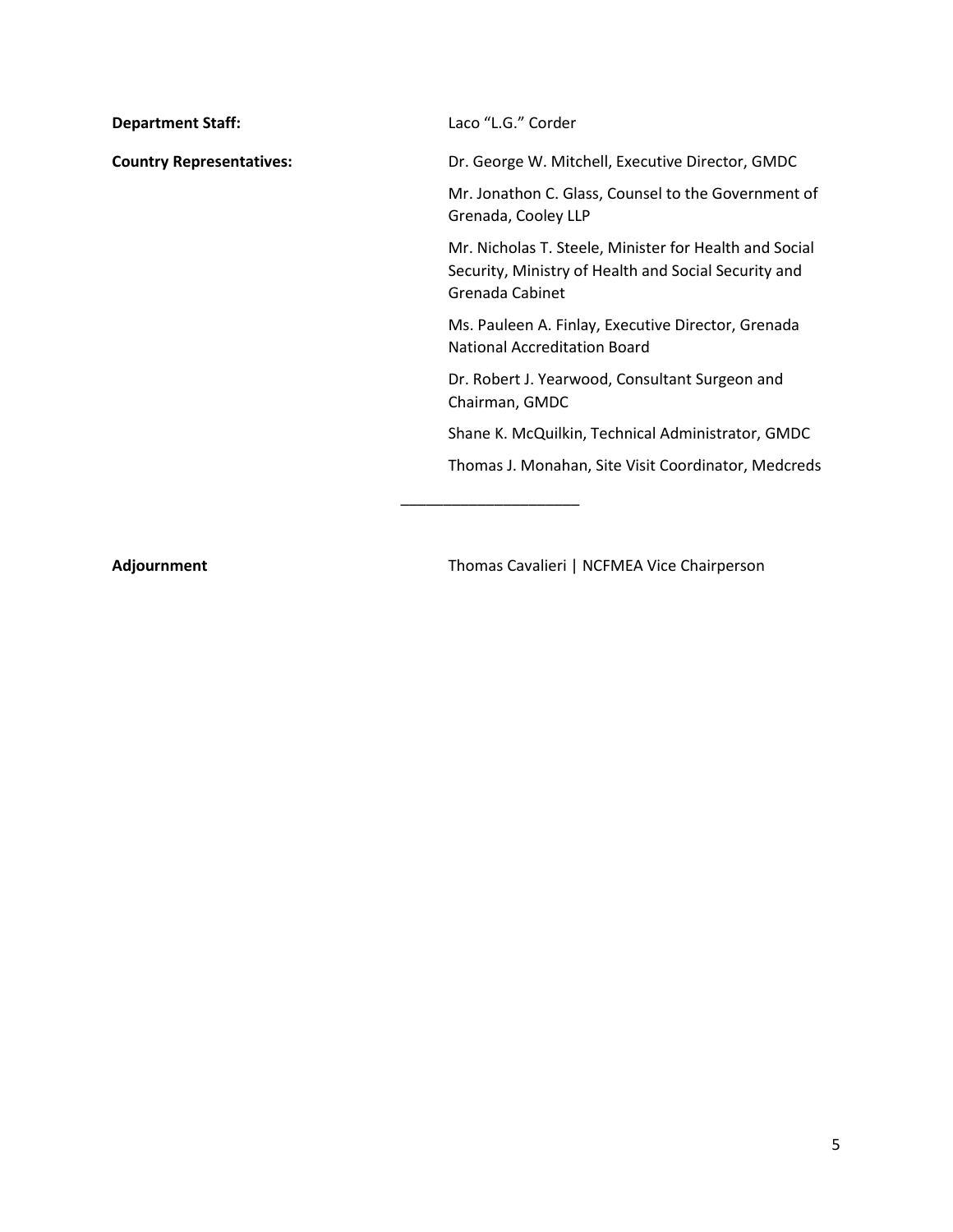**Department Staff:** Laco "L.G." Corder

**Country Representatives:**

Dr. George W. Mitchell, Executive Director, GMDC

Mr. Jonathon C. Glass, Counsel to the Government of Grenada, Cooley LLP

Mr. Nicholas T. Steele, Minister for Health and Social Security, Ministry of Health and Social Security and Grenada Cabinet

Ms. Pauleen A. Finlay, Executive Director, Grenada National Accreditation Board

Dr. Robert J. Yearwood, Consultant Surgeon and Chairman, GMDC

Shane K. McQuilkin, Technical Administrator, GMDC

Thomas J. Monahan, Site Visit Coordinator, Medcreds

---

**Adjournment** Thomas Cavalieri | NCFMEA Vice Chairperson